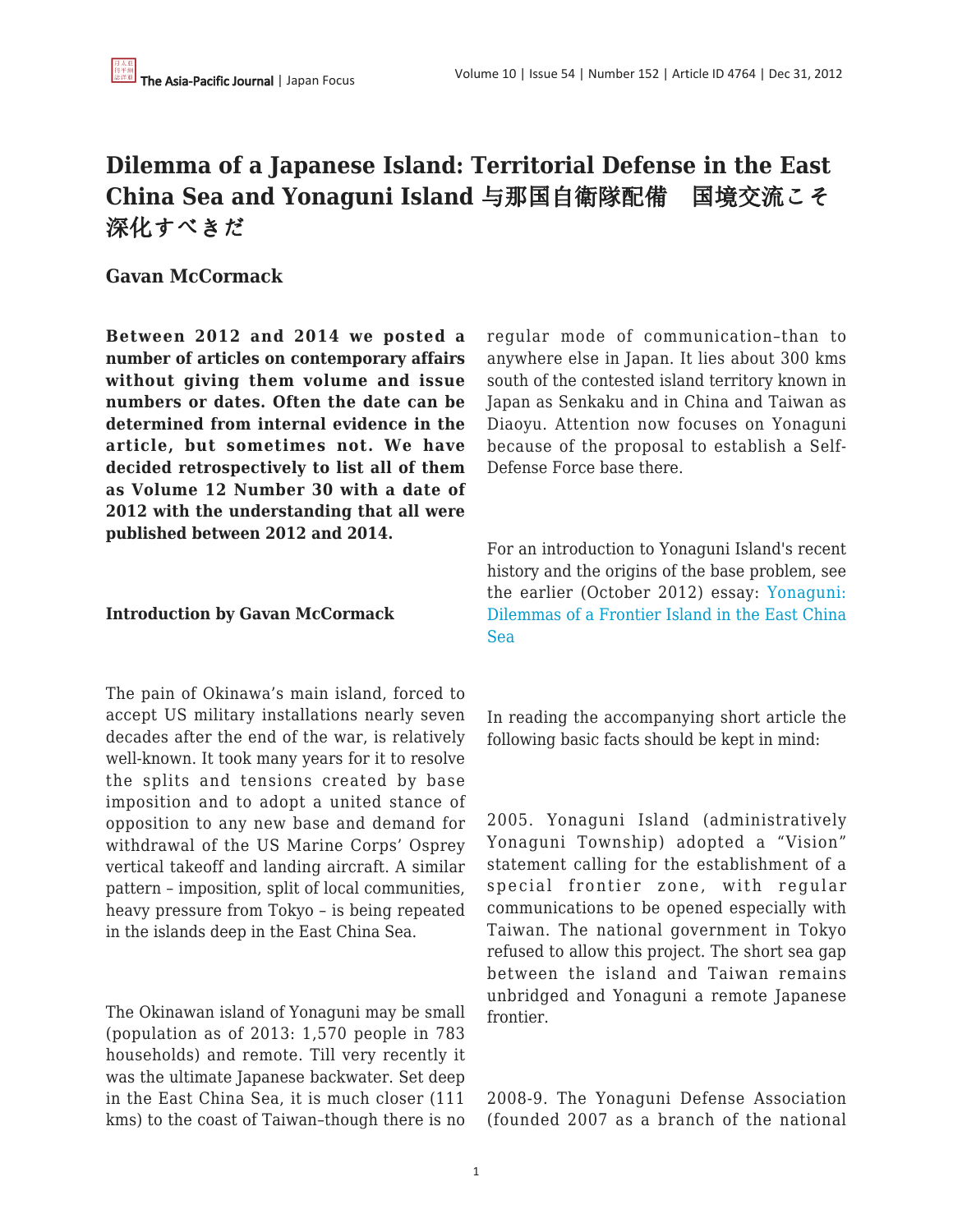# Dilemma of a Japanese Island: Territorial Defense in the East China Sea and Yonaguni Island 与那国自衛隊配備　国境交流こそ深化すべきだ

**Gavan McCormack**

**Between 2012 and 2014 we posted a number of articles on contemporary affairs without giving them volume and issue numbers or dates. Often the date can be determined from internal evidence in the article, but sometimes not. We have decided retrospectively to list all of them as Volume 12 Number 30 with a date of 2012 with the understanding that all were published between 2012 and 2014.**

**Introduction by Gavan McCormack**

The pain of Okinawa's main island, forced to accept US military installations nearly seven decades after the end of the war, is relatively well-known. It took many years for it to resolve the splits and tensions created by base imposition and to adopt a united stance of opposition to any new base and demand for withdrawal of the US Marine Corps' Osprey vertical takeoff and landing aircraft. A similar pattern – imposition, split of local communities, heavy pressure from Tokyo – is being repeated in the islands deep in the East China Sea.

The Okinawan island of Yonaguni may be small (population as of 2013: 1,570 people in 783 households) and remote. Till very recently it was the ultimate Japanese backwater. Set deep in the East China Sea, it is much closer (111 kms) to the coast of Taiwan–though there is no regular mode of communication–than to anywhere else in Japan. It lies about 300 kms south of the contested island territory known in Japan as Senkaku and in China and Taiwan as Diaoyu. Attention now focuses on Yonaguni because of the proposal to establish a Self-Defense Force base there.

For an introduction to Yonaguni Island's recent history and the origins of the base problem, see the earlier (October 2012) essay: Yonaguni: Dilemmas of a Frontier Island in the East China Sea

In reading the accompanying short article the following basic facts should be kept in mind:

2005. Yonaguni Island (administratively Yonaguni Township) adopted a "Vision" statement calling for the establishment of a special frontier zone, with regular communications to be opened especially with Taiwan. The national government in Tokyo refused to allow this project. The short sea gap between the island and Taiwan remains unbridged and Yonaguni a remote Japanese frontier.

2008-9. The Yonaguni Defense Association (founded 2007 as a branch of the national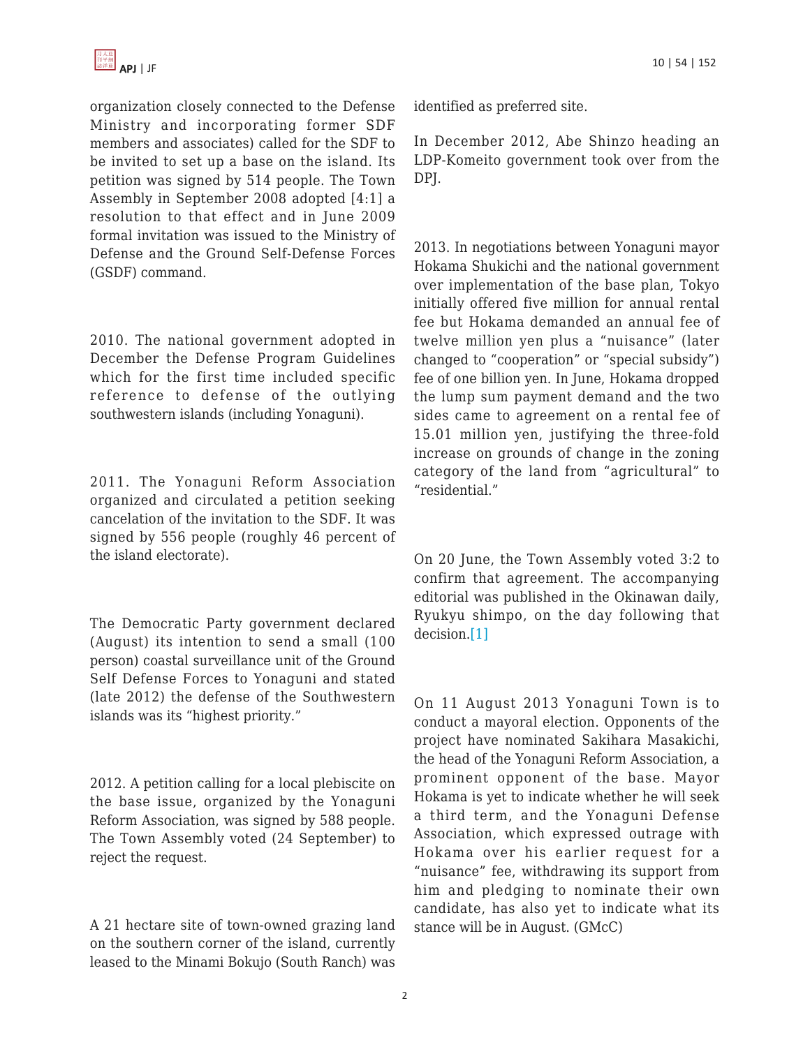organization closely connected to the Defense Ministry and incorporating former SDF members and associates) called for the SDF to be invited to set up a base on the island. Its petition was signed by 514 people. The Town Assembly in September 2008 adopted [4:1] a resolution to that effect and in June 2009 formal invitation was issued to the Ministry of Defense and the Ground Self-Defense Forces (GSDF) command.

2010. The national government adopted in December the Defense Program Guidelines which for the first time included specific reference to defense of the outlying southwestern islands (including Yonaguni).

2011. The Yonaguni Reform Association organized and circulated a petition seeking cancelation of the invitation to the SDF. It was signed by 556 people (roughly 46 percent of the island electorate).

The Democratic Party government declared (August) its intention to send a small (100 person) coastal surveillance unit of the Ground Self Defense Forces to Yonaguni and stated (late 2012) the defense of the Southwestern islands was its "highest priority."

2012. A petition calling for a local plebiscite on the base issue, organized by the Yonaguni Reform Association, was signed by 588 people. The Town Assembly voted (24 September) to reject the request.

A 21 hectare site of town-owned grazing land on the southern corner of the island, currently leased to the Minami Bokujo (South Ranch) was identified as preferred site.

In December 2012, Abe Shinzo heading an LDP-Komeito government took over from the DPJ.

2013. In negotiations between Yonaguni mayor Hokama Shukichi and the national government over implementation of the base plan, Tokyo initially offered five million for annual rental fee but Hokama demanded an annual fee of twelve million yen plus a "nuisance" (later changed to "cooperation" or "special subsidy") fee of one billion yen. In June, Hokama dropped the lump sum payment demand and the two sides came to agreement on a rental fee of 15.01 million yen, justifying the three-fold increase on grounds of change in the zoning category of the land from "agricultural" to "residential."

On 20 June, the Town Assembly voted 3:2 to confirm that agreement. The accompanying editorial was published in the Okinawan daily, Ryukyu shimpo, on the day following that decision.[1]

On 11 August 2013 Yonaguni Town is to conduct a mayoral election. Opponents of the project have nominated Sakihara Masakichi, the head of the Yonaguni Reform Association, a prominent opponent of the base. Mayor Hokama is yet to indicate whether he will seek a third term, and the Yonaguni Defense Association, which expressed outrage with Hokama over his earlier request for a "nuisance" fee, withdrawing its support from him and pledging to nominate their own candidate, has also yet to indicate what its stance will be in August. (GMcC)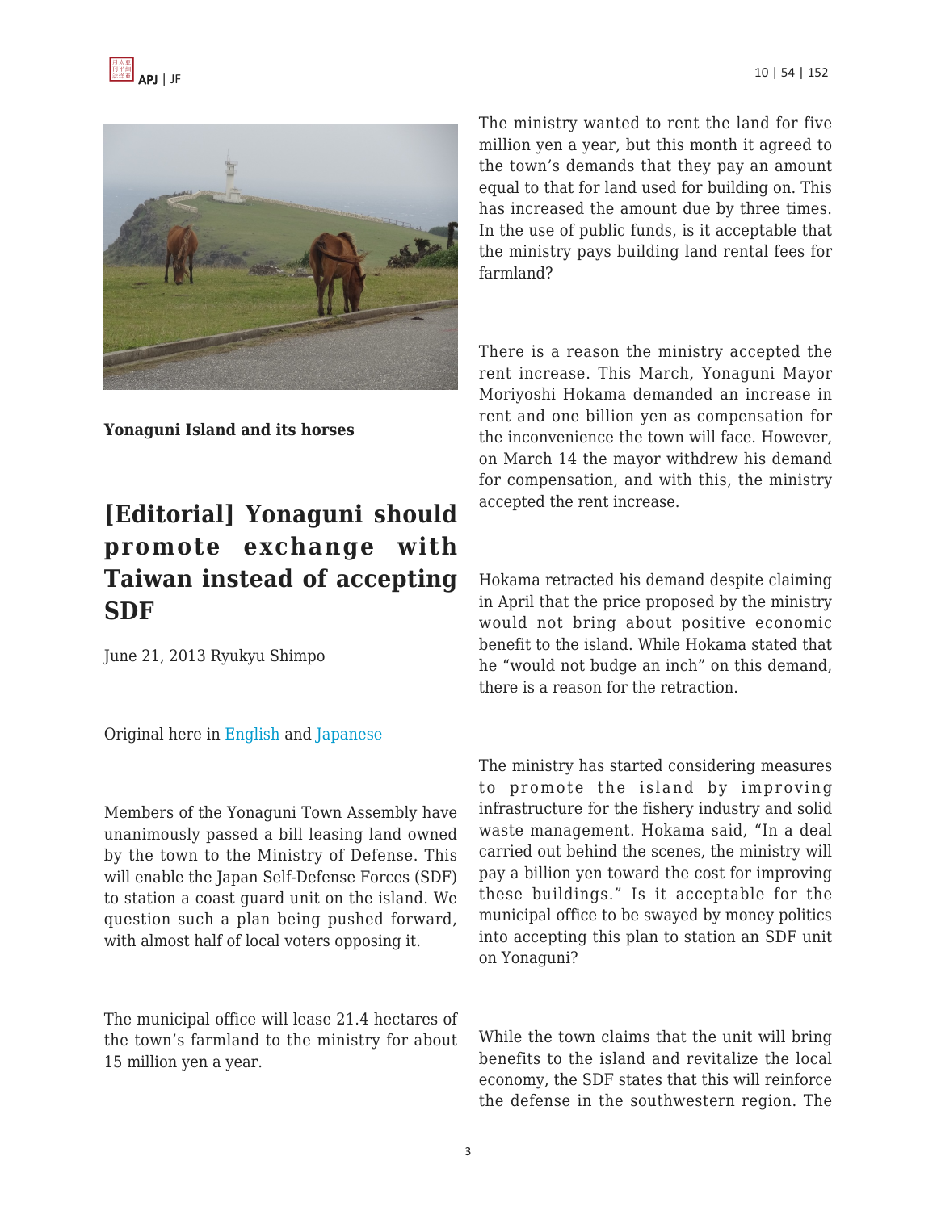**Yonaguni Island and its horses**

# [Editorial] Yonaguni should promote exchange with Taiwan instead of accepting SDF

June 21, 2013 Ryukyu Shimpo

Original here in English and Japanese

Members of the Yonaguni Town Assembly have unanimously passed a bill leasing land owned by the town to the Ministry of Defense. This will enable the Japan Self-Defense Forces (SDF) to station a coast guard unit on the island. We question such a plan being pushed forward, with almost half of local voters opposing it.

The municipal office will lease 21.4 hectares of the town's farmland to the ministry for about 15 million yen a year.

The ministry wanted to rent the land for five million yen a year, but this month it agreed to the town's demands that they pay an amount equal to that for land used for building on. This has increased the amount due by three times. In the use of public funds, is it acceptable that the ministry pays building land rental fees for farmland?

There is a reason the ministry accepted the rent increase. This March, Yonaguni Mayor Moriyoshi Hokama demanded an increase in rent and one billion yen as compensation for the inconvenience the town will face. However, on March 14 the mayor withdrew his demand for compensation, and with this, the ministry accepted the rent increase.

Hokama retracted his demand despite claiming in April that the price proposed by the ministry would not bring about positive economic benefit to the island. While Hokama stated that he "would not budge an inch" on this demand, there is a reason for the retraction.

The ministry has started considering measures to promote the island by improving infrastructure for the fishery industry and solid waste management. Hokama said, "In a deal carried out behind the scenes, the ministry will pay a billion yen toward the cost for improving these buildings." Is it acceptable for the municipal office to be swayed by money politics into accepting this plan to station an SDF unit on Yonaguni?

While the town claims that the unit will bring benefits to the island and revitalize the local economy, the SDF states that this will reinforce the defense in the southwestern region. The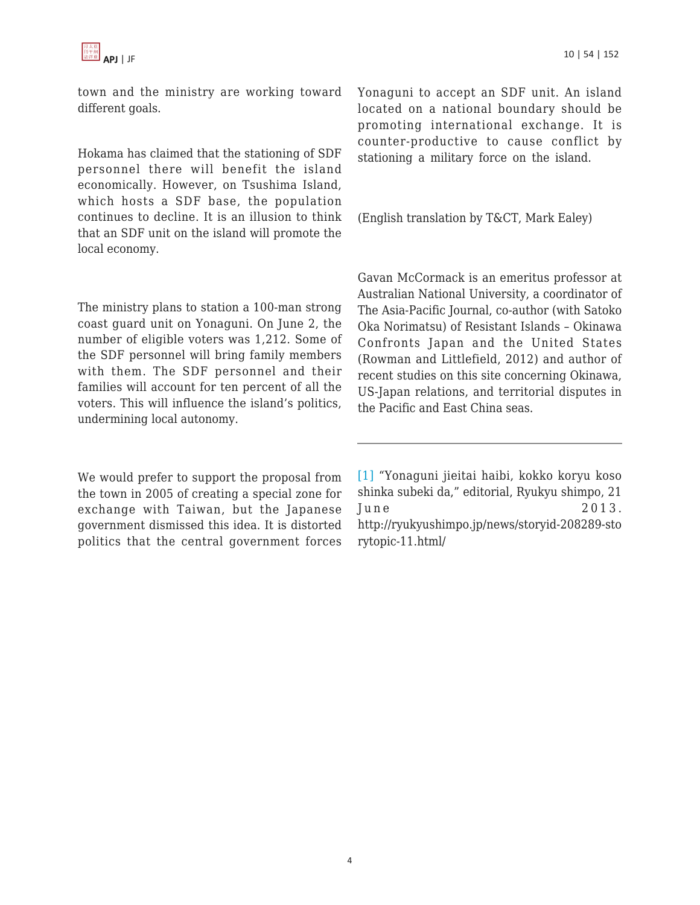town and the ministry are working toward different goals.

Hokama has claimed that the stationing of SDF personnel there will benefit the island economically. However, on Tsushima Island, which hosts a SDF base, the population continues to decline. It is an illusion to think that an SDF unit on the island will promote the local economy.

The ministry plans to station a 100-man strong coast guard unit on Yonaguni. On June 2, the number of eligible voters was 1,212. Some of the SDF personnel will bring family members with them. The SDF personnel and their families will account for ten percent of all the voters. This will influence the island's politics, undermining local autonomy.

We would prefer to support the proposal from the town in 2005 of creating a special zone for exchange with Taiwan, but the Japanese government dismissed this idea. It is distorted politics that the central government forces Yonaguni to accept an SDF unit. An island located on a national boundary should be promoting international exchange. It is counter-productive to cause conflict by stationing a military force on the island.

(English translation by T&CT, Mark Ealey)

Gavan McCormack is an emeritus professor at Australian National University, a coordinator of The Asia-Pacific Journal, co-author (with Satoko Oka Norimatsu) of Resistant Islands – Okinawa Confronts Japan and the United States (Rowman and Littlefield, 2012) and author of recent studies on this site concerning Okinawa, US-Japan relations, and territorial disputes in the Pacific and East China seas.

---

[1] "Yonaguni jieitai haibi, kokko koryu koso shinka subeki da," editorial, Ryukyu shimpo, 21 June 2013. http://ryukyushimpo.jp/news/storyid-208289-storytopic-11.html/